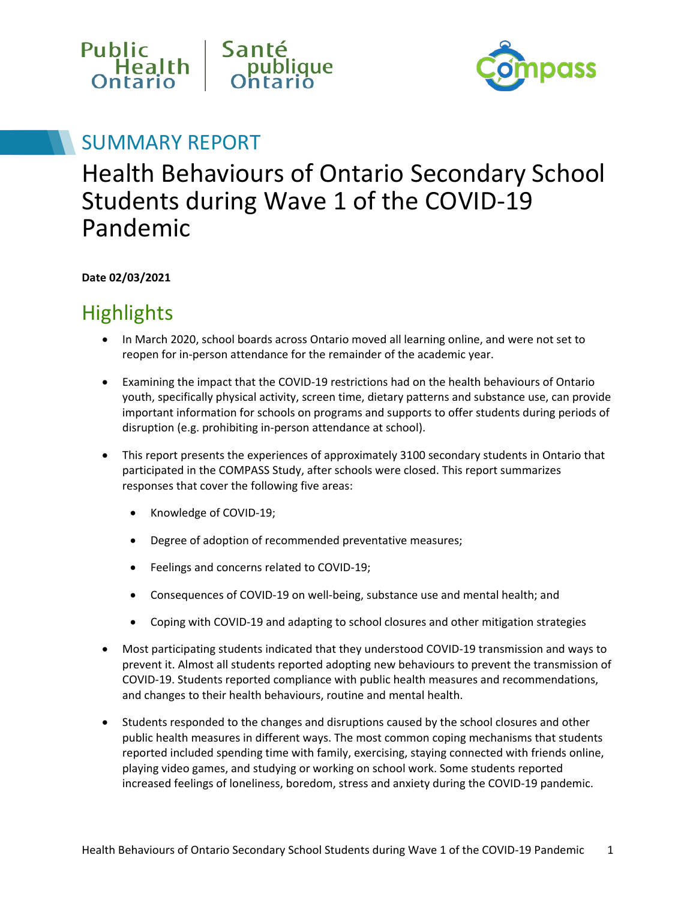Public Health Ontario | Santé publique Ontario

Compass

## SUMMARY REPORT

# Health Behaviours of Ontario Secondary School Students during Wave 1 of the COVID-19 Pandemic

**Date 02/03/2021**

## Highlights

- In March 2020, school boards across Ontario moved all learning online, and were not set to reopen for in-person attendance for the remainder of the academic year.
- Examining the impact that the COVID-19 restrictions had on the health behaviours of Ontario youth, specifically physical activity, screen time, dietary patterns and substance use, can provide important information for schools on programs and supports to offer students during periods of disruption (e.g. prohibiting in-person attendance at school).
- This report presents the experiences of approximately 3100 secondary students in Ontario that participated in the COMPASS Study, after schools were closed. This report summarizes responses that cover the following five areas:
  - Knowledge of COVID-19;
  - Degree of adoption of recommended preventative measures;
  - Feelings and concerns related to COVID-19;
  - Consequences of COVID-19 on well-being, substance use and mental health; and
  - Coping with COVID-19 and adapting to school closures and other mitigation strategies
- Most participating students indicated that they understood COVID-19 transmission and ways to prevent it. Almost all students reported adopting new behaviours to prevent the transmission of COVID-19. Students reported compliance with public health measures and recommendations, and changes to their health behaviours, routine and mental health.
- Students responded to the changes and disruptions caused by the school closures and other public health measures in different ways. The most common coping mechanisms that students reported included spending time with family, exercising, staying connected with friends online, playing video games, and studying or working on school work. Some students reported increased feelings of loneliness, boredom, stress and anxiety during the COVID-19 pandemic.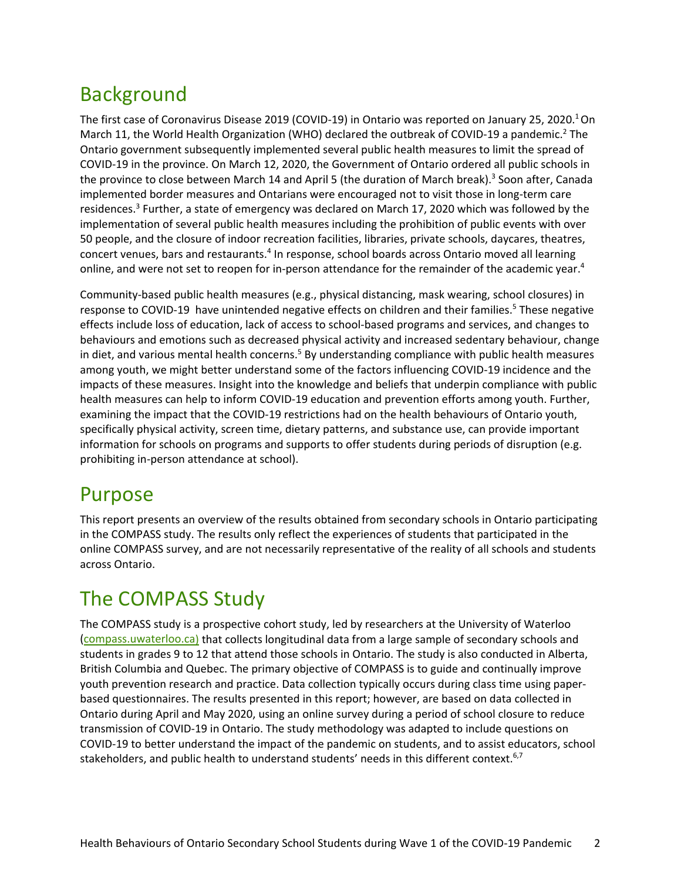# Background

The first case of Coronavirus Disease 2019 (COVID-19) in Ontario was reported on January 25, 2020.[1] On March 11, the World Health Organization (WHO) declared the outbreak of COVID-19 a pandemic.[2] The Ontario government subsequently implemented several public health measures to limit the spread of COVID-19 in the province. On March 12, 2020, the Government of Ontario ordered all public schools in the province to close between March 14 and April 5 (the duration of March break).[3] Soon after, Canada implemented border measures and Ontarians were encouraged not to visit those in long-term care residences.[3] Further, a state of emergency was declared on March 17, 2020 which was followed by the implementation of several public health measures including the prohibition of public events with over 50 people, and the closure of indoor recreation facilities, libraries, private schools, daycares, theatres, concert venues, bars and restaurants.[4] In response, school boards across Ontario moved all learning online, and were not set to reopen for in-person attendance for the remainder of the academic year.[4]

Community-based public health measures (e.g., physical distancing, mask wearing, school closures) in response to COVID-19 have unintended negative effects on children and their families.[5] These negative effects include loss of education, lack of access to school-based programs and services, and changes to behaviours and emotions such as decreased physical activity and increased sedentary behaviour, change in diet, and various mental health concerns.[5] By understanding compliance with public health measures among youth, we might better understand some of the factors influencing COVID-19 incidence and the impacts of these measures. Insight into the knowledge and beliefs that underpin compliance with public health measures can help to inform COVID-19 education and prevention efforts among youth. Further, examining the impact that the COVID-19 restrictions had on the health behaviours of Ontario youth, specifically physical activity, screen time, dietary patterns, and substance use, can provide important information for schools on programs and supports to offer students during periods of disruption (e.g. prohibiting in-person attendance at school).

# Purpose

This report presents an overview of the results obtained from secondary schools in Ontario participating in the COMPASS study. The results only reflect the experiences of students that participated in the online COMPASS survey, and are not necessarily representative of the reality of all schools and students across Ontario.

# The COMPASS Study

The COMPASS study is a prospective cohort study, led by researchers at the University of Waterloo (compass.uwaterloo.ca) that collects longitudinal data from a large sample of secondary schools and students in grades 9 to 12 that attend those schools in Ontario. The study is also conducted in Alberta, British Columbia and Quebec. The primary objective of COMPASS is to guide and continually improve youth prevention research and practice. Data collection typically occurs during class time using paper-based questionnaires. The results presented in this report; however, are based on data collected in Ontario during April and May 2020, using an online survey during a period of school closure to reduce transmission of COVID-19 in Ontario. The study methodology was adapted to include questions on COVID-19 to better understand the impact of the pandemic on students, and to assist educators, school stakeholders, and public health to understand students' needs in this different context.[6,7]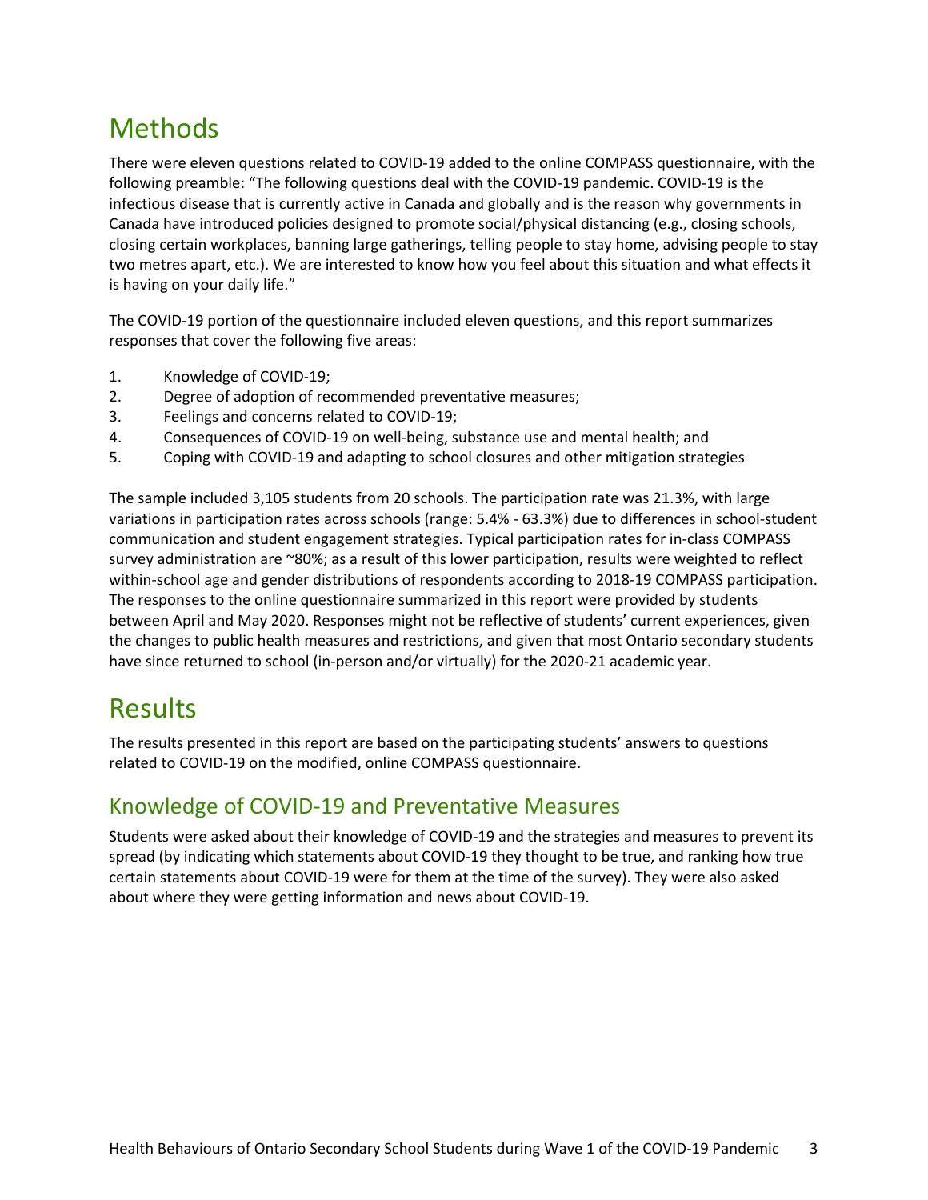# Methods

There were eleven questions related to COVID-19 added to the online COMPASS questionnaire, with the following preamble: "The following questions deal with the COVID-19 pandemic. COVID-19 is the infectious disease that is currently active in Canada and globally and is the reason why governments in Canada have introduced policies designed to promote social/physical distancing (e.g., closing schools, closing certain workplaces, banning large gatherings, telling people to stay home, advising people to stay two metres apart, etc.). We are interested to know how you feel about this situation and what effects it is having on your daily life."

The COVID-19 portion of the questionnaire included eleven questions, and this report summarizes responses that cover the following five areas:

1. Knowledge of COVID-19;
2. Degree of adoption of recommended preventative measures;
3. Feelings and concerns related to COVID-19;
4. Consequences of COVID-19 on well-being, substance use and mental health; and
5. Coping with COVID-19 and adapting to school closures and other mitigation strategies

The sample included 3,105 students from 20 schools. The participation rate was 21.3%, with large variations in participation rates across schools (range: 5.4% - 63.3%) due to differences in school-student communication and student engagement strategies. Typical participation rates for in-class COMPASS survey administration are ~80%; as a result of this lower participation, results were weighted to reflect within-school age and gender distributions of respondents according to 2018-19 COMPASS participation. The responses to the online questionnaire summarized in this report were provided by students between April and May 2020. Responses might not be reflective of students' current experiences, given the changes to public health measures and restrictions, and given that most Ontario secondary students have since returned to school (in-person and/or virtually) for the 2020-21 academic year.

# Results

The results presented in this report are based on the participating students' answers to questions related to COVID-19 on the modified, online COMPASS questionnaire.

## Knowledge of COVID-19 and Preventative Measures

Students were asked about their knowledge of COVID-19 and the strategies and measures to prevent its spread (by indicating which statements about COVID-19 they thought to be true, and ranking how true certain statements about COVID-19 were for them at the time of the survey). They were also asked about where they were getting information and news about COVID-19.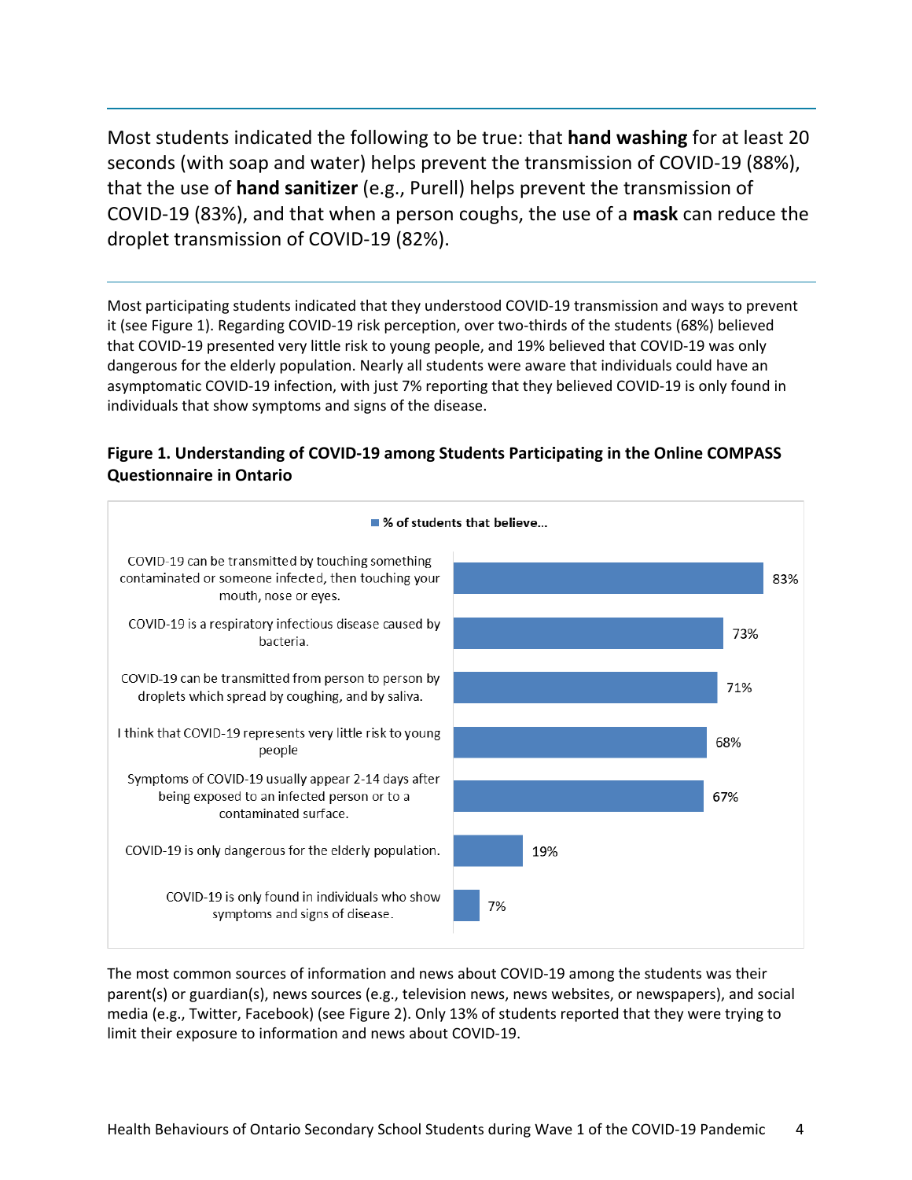Most students indicated the following to be true: that **hand washing** for at least 20 seconds (with soap and water) helps prevent the transmission of COVID-19 (88%), that the use of **hand sanitizer** (e.g., Purell) helps prevent the transmission of COVID-19 (83%), and that when a person coughs, the use of a **mask** can reduce the droplet transmission of COVID-19 (82%).

---

Most participating students indicated that they understood COVID-19 transmission and ways to prevent it (see Figure 1). Regarding COVID-19 risk perception, over two-thirds of the students (68%) believed that COVID-19 presented very little risk to young people, and 19% believed that COVID-19 was only dangerous for the elderly population. Nearly all students were aware that individuals could have an asymptomatic COVID-19 infection, with just 7% reporting that they believed COVID-19 is only found in individuals that show symptoms and signs of the disease.

**Figure 1. Understanding of COVID-19 among Students Participating in the Online COMPASS Questionnaire in Ontario**

| Statement | % of students that believe... |
|---|---|
| COVID-19 can be transmitted by touching something contaminated or someone infected, then touching your mouth, nose or eyes. | 83% |
| COVID-19 is a respiratory infectious disease caused by bacteria. | 73% |
| COVID-19 can be transmitted from person to person by droplets which spread by coughing, and by saliva. | 71% |
| I think that COVID-19 represents very little risk to young people | 68% |
| Symptoms of COVID-19 usually appear 2-14 days after being exposed to an infected person or to a contaminated surface. | 67% |
| COVID-19 is only dangerous for the elderly population. | 19% |
| COVID-19 is only found in individuals who show symptoms and signs of disease. | 7% |

The most common sources of information and news about COVID-19 among the students was their parent(s) or guardian(s), news sources (e.g., television news, news websites, or newspapers), and social media (e.g., Twitter, Facebook) (see Figure 2). Only 13% of students reported that they were trying to limit their exposure to information and news about COVID-19.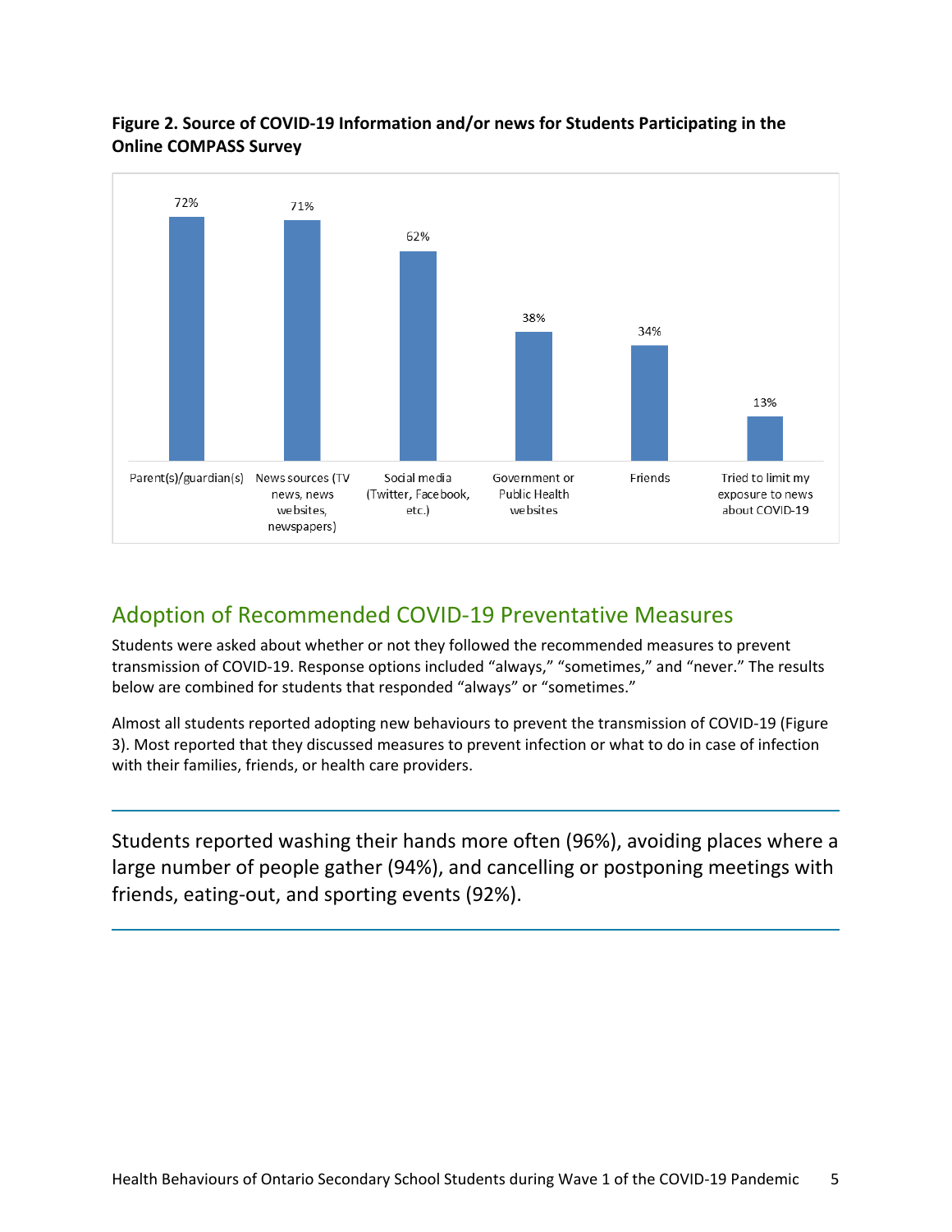**Figure 2. Source of COVID-19 Information and/or news for Students Participating in the Online COMPASS Survey**

| Source | Percentage |
| --- | --- |
| Parent(s)/guardian(s) | 72% |
| News sources (TV news, news websites, newspapers) | 71% |
| Social media (Twitter, Facebook, etc.) | 62% |
| Government or Public Health websites | 38% |
| Friends | 34% |
| Tried to limit my exposure to news about COVID-19 | 13% |

## Adoption of Recommended COVID-19 Preventative Measures

Students were asked about whether or not they followed the recommended measures to prevent transmission of COVID-19. Response options included "always," "sometimes," and "never." The results below are combined for students that responded "always" or "sometimes."

Almost all students reported adopting new behaviours to prevent the transmission of COVID-19 (Figure 3). Most reported that they discussed measures to prevent infection or what to do in case of infection with their families, friends, or health care providers.

---

Students reported washing their hands more often (96%), avoiding places where a large number of people gather (94%), and cancelling or postponing meetings with friends, eating-out, and sporting events (92%).

---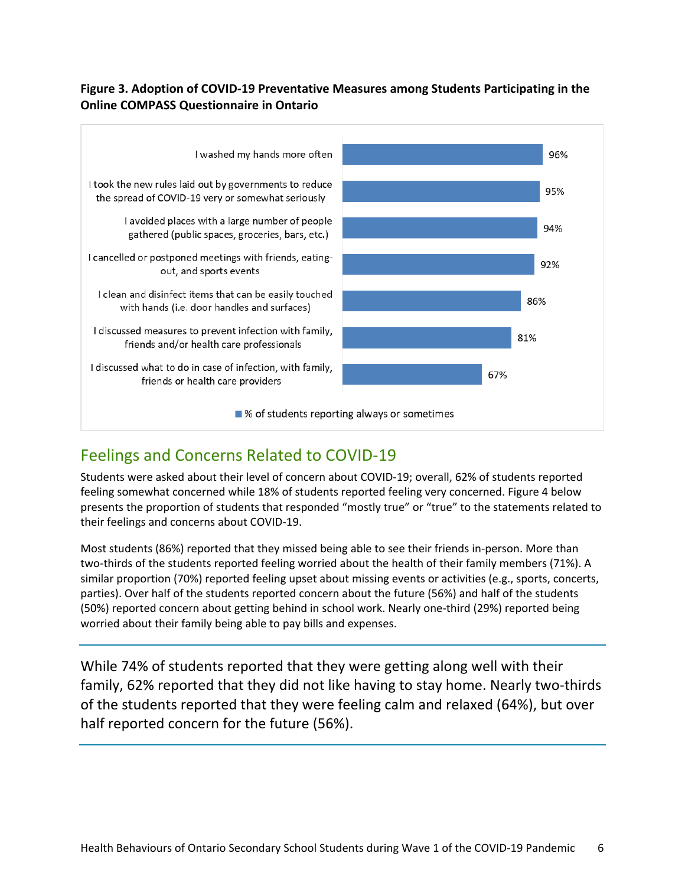**Figure 3. Adoption of COVID-19 Preventative Measures among Students Participating in the Online COMPASS Questionnaire in Ontario**

| Measure | % of students reporting always or sometimes |
|---|---|
| I washed my hands more often | 96% |
| I took the new rules laid out by governments to reduce the spread of COVID-19 very or somewhat seriously | 95% |
| I avoided places with a large number of people gathered (public spaces, groceries, bars, etc.) | 94% |
| I cancelled or postponed meetings with friends, eating-out, and sports events | 92% |
| I clean and disinfect items that can be easily touched with hands (i.e. door handles and surfaces) | 86% |
| I discussed measures to prevent infection with family, friends and/or health care professionals | 81% |
| I discussed what to do in case of infection, with family, friends or health care providers | 67% |

## Feelings and Concerns Related to COVID-19

Students were asked about their level of concern about COVID-19; overall, 62% of students reported feeling somewhat concerned while 18% of students reported feeling very concerned. Figure 4 below presents the proportion of students that responded "mostly true" or "true" to the statements related to their feelings and concerns about COVID-19.

Most students (86%) reported that they missed being able to see their friends in-person. More than two-thirds of the students reported feeling worried about the health of their family members (71%). A similar proportion (70%) reported feeling upset about missing events or activities (e.g., sports, concerts, parties). Over half of the students reported concern about the future (56%) and half of the students (50%) reported concern about getting behind in school work. Nearly one-third (29%) reported being worried about their family being able to pay bills and expenses.

---

While 74% of students reported that they were getting along well with their family, 62% reported that they did not like having to stay home. Nearly two-thirds of the students reported that they were feeling calm and relaxed (64%), but over half reported concern for the future (56%).

---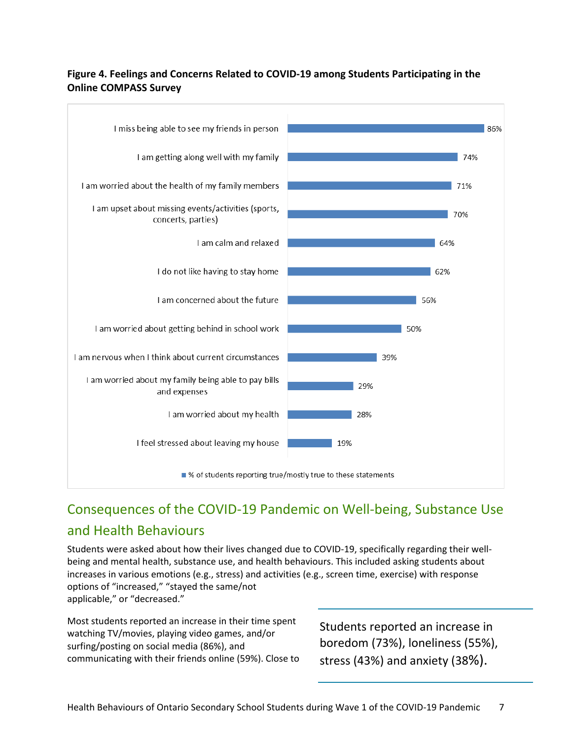**Figure 4. Feelings and Concerns Related to COVID-19 among Students Participating in the Online COMPASS Survey**

| Statement | % of students reporting true/mostly true to these statements |
|---|---|
| I miss being able to see my friends in person | 86% |
| I am getting along well with my family | 74% |
| I am worried about the health of my family members | 71% |
| I am upset about missing events/activities (sports, concerts, parties) | 70% |
| I am calm and relaxed | 64% |
| I do not like having to stay home | 62% |
| I am concerned about the future | 56% |
| I am worried about getting behind in school work | 50% |
| I am nervous when I think about current circumstances | 39% |
| I am worried about my family being able to pay bills and expenses | 29% |
| I am worried about my health | 28% |
| I feel stressed about leaving my house | 19% |

## Consequences of the COVID-19 Pandemic on Well-being, Substance Use and Health Behaviours

Students were asked about how their lives changed due to COVID-19, specifically regarding their well-being and mental health, substance use, and health behaviours. This included asking students about increases in various emotions (e.g., stress) and activities (e.g., screen time, exercise) with response options of "increased," "stayed the same/not applicable," or "decreased."

> Students reported an increase in boredom (73%), loneliness (55%), stress (43%) and anxiety (38%).

Most students reported an increase in their time spent watching TV/movies, playing video games, and/or surfing/posting on social media (86%), and communicating with their friends online (59%). Close to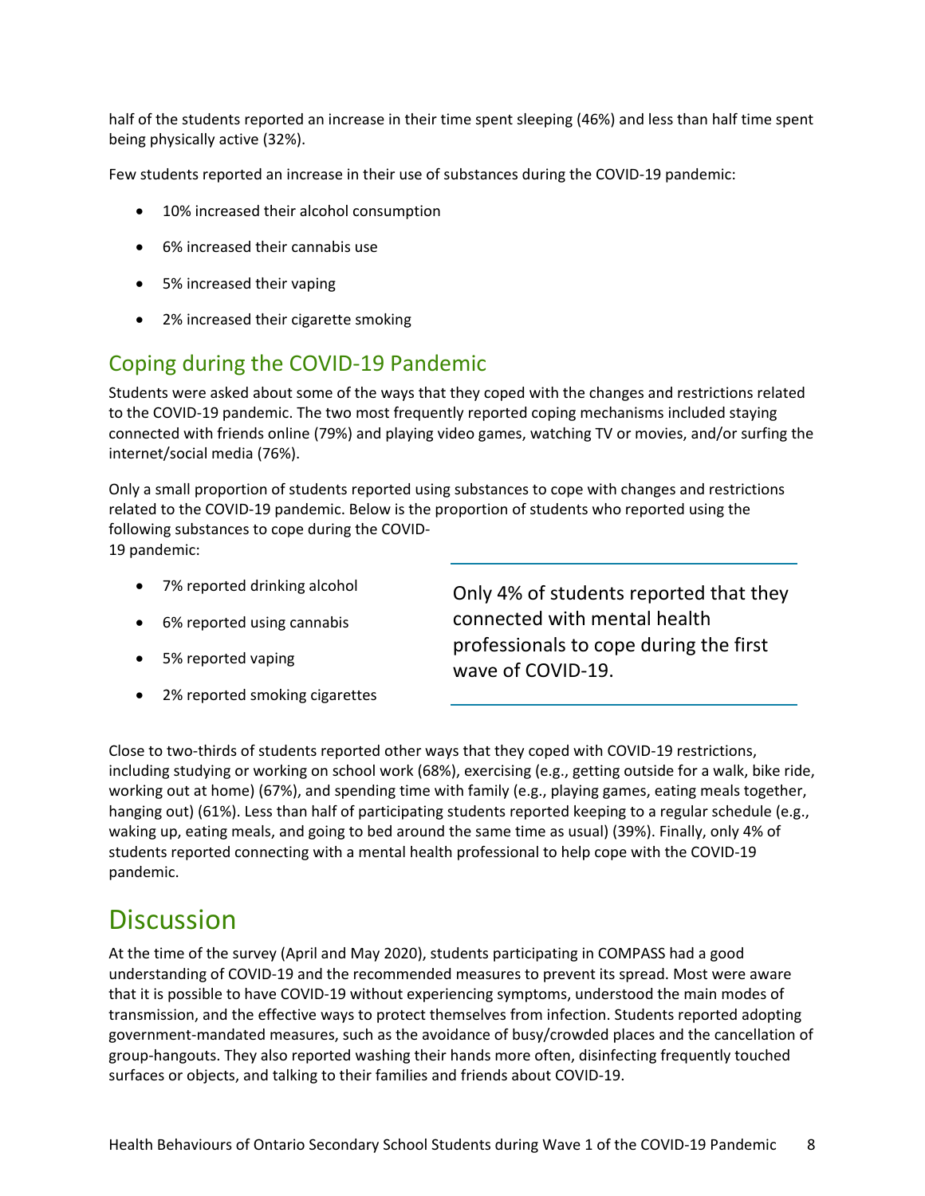half of the students reported an increase in their time spent sleeping (46%) and less than half time spent being physically active (32%).

Few students reported an increase in their use of substances during the COVID-19 pandemic:

- 10% increased their alcohol consumption
- 6% increased their cannabis use
- 5% increased their vaping
- 2% increased their cigarette smoking

## Coping during the COVID-19 Pandemic

Students were asked about some of the ways that they coped with the changes and restrictions related to the COVID-19 pandemic. The two most frequently reported coping mechanisms included staying connected with friends online (79%) and playing video games, watching TV or movies, and/or surfing the internet/social media (76%).

Only a small proportion of students reported using substances to cope with changes and restrictions related to the COVID-19 pandemic. Below is the proportion of students who reported using the following substances to cope during the COVID-19 pandemic:

- 7% reported drinking alcohol
- 6% reported using cannabis
- 5% reported vaping
- 2% reported smoking cigarettes

> Only 4% of students reported that they connected with mental health professionals to cope during the first wave of COVID-19.

Close to two-thirds of students reported other ways that they coped with COVID-19 restrictions, including studying or working on school work (68%), exercising (e.g., getting outside for a walk, bike ride, working out at home) (67%), and spending time with family (e.g., playing games, eating meals together, hanging out) (61%). Less than half of participating students reported keeping to a regular schedule (e.g., waking up, eating meals, and going to bed around the same time as usual) (39%). Finally, only 4% of students reported connecting with a mental health professional to help cope with the COVID-19 pandemic.

# Discussion

At the time of the survey (April and May 2020), students participating in COMPASS had a good understanding of COVID-19 and the recommended measures to prevent its spread. Most were aware that it is possible to have COVID-19 without experiencing symptoms, understood the main modes of transmission, and the effective ways to protect themselves from infection. Students reported adopting government-mandated measures, such as the avoidance of busy/crowded places and the cancellation of group-hangouts. They also reported washing their hands more often, disinfecting frequently touched surfaces or objects, and talking to their families and friends about COVID-19.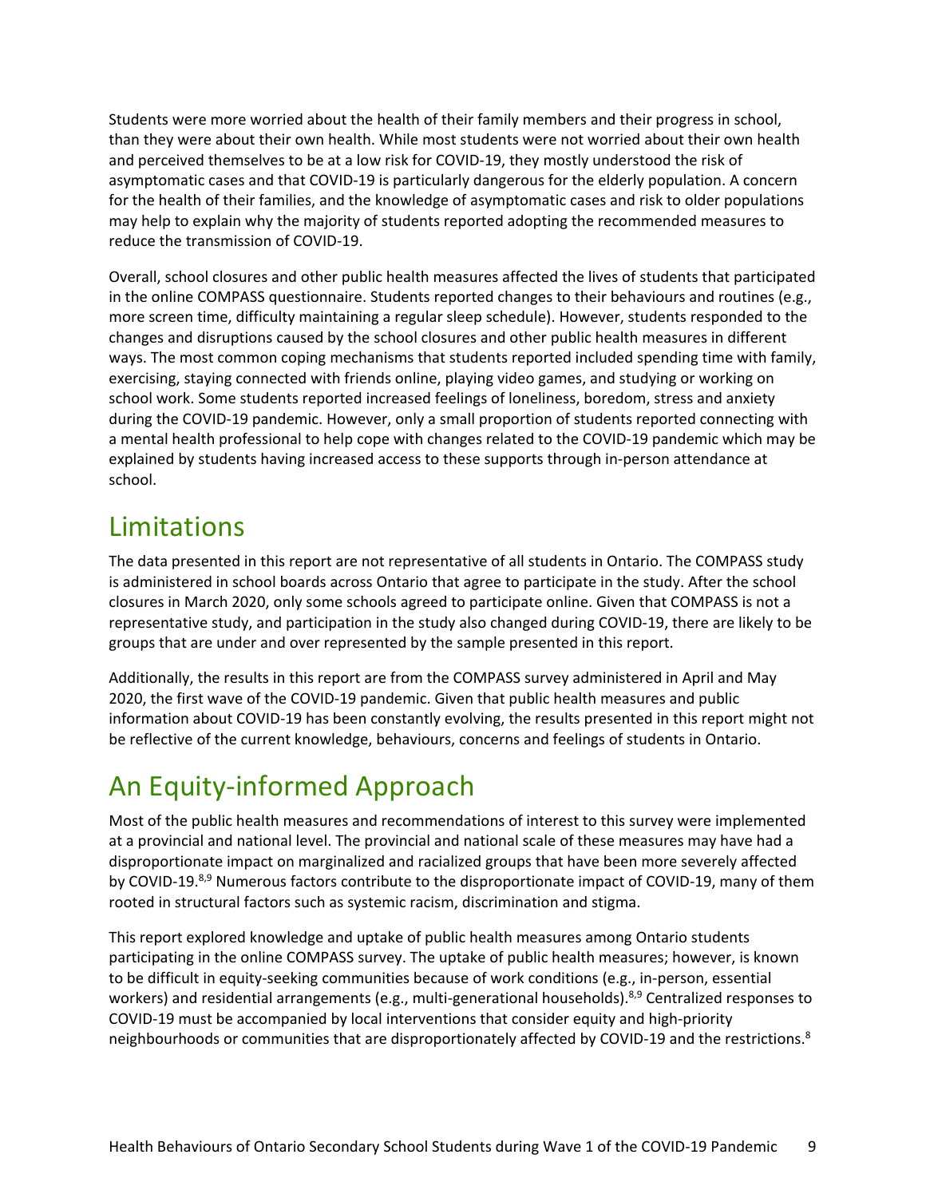Students were more worried about the health of their family members and their progress in school, than they were about their own health. While most students were not worried about their own health and perceived themselves to be at a low risk for COVID-19, they mostly understood the risk of asymptomatic cases and that COVID-19 is particularly dangerous for the elderly population. A concern for the health of their families, and the knowledge of asymptomatic cases and risk to older populations may help to explain why the majority of students reported adopting the recommended measures to reduce the transmission of COVID-19.

Overall, school closures and other public health measures affected the lives of students that participated in the online COMPASS questionnaire. Students reported changes to their behaviours and routines (e.g., more screen time, difficulty maintaining a regular sleep schedule). However, students responded to the changes and disruptions caused by the school closures and other public health measures in different ways. The most common coping mechanisms that students reported included spending time with family, exercising, staying connected with friends online, playing video games, and studying or working on school work. Some students reported increased feelings of loneliness, boredom, stress and anxiety during the COVID-19 pandemic. However, only a small proportion of students reported connecting with a mental health professional to help cope with changes related to the COVID-19 pandemic which may be explained by students having increased access to these supports through in-person attendance at school.

# Limitations

The data presented in this report are not representative of all students in Ontario. The COMPASS study is administered in school boards across Ontario that agree to participate in the study. After the school closures in March 2020, only some schools agreed to participate online. Given that COMPASS is not a representative study, and participation in the study also changed during COVID-19, there are likely to be groups that are under and over represented by the sample presented in this report.

Additionally, the results in this report are from the COMPASS survey administered in April and May 2020, the first wave of the COVID-19 pandemic. Given that public health measures and public information about COVID-19 has been constantly evolving, the results presented in this report might not be reflective of the current knowledge, behaviours, concerns and feelings of students in Ontario.

# An Equity-informed Approach

Most of the public health measures and recommendations of interest to this survey were implemented at a provincial and national level. The provincial and national scale of these measures may have had a disproportionate impact on marginalized and racialized groups that have been more severely affected by COVID-19.[8,9] Numerous factors contribute to the disproportionate impact of COVID-19, many of them rooted in structural factors such as systemic racism, discrimination and stigma.

This report explored knowledge and uptake of public health measures among Ontario students participating in the online COMPASS survey. The uptake of public health measures; however, is known to be difficult in equity-seeking communities because of work conditions (e.g., in-person, essential workers) and residential arrangements (e.g., multi-generational households).[8,9] Centralized responses to COVID-19 must be accompanied by local interventions that consider equity and high-priority neighbourhoods or communities that are disproportionately affected by COVID-19 and the restrictions.[8]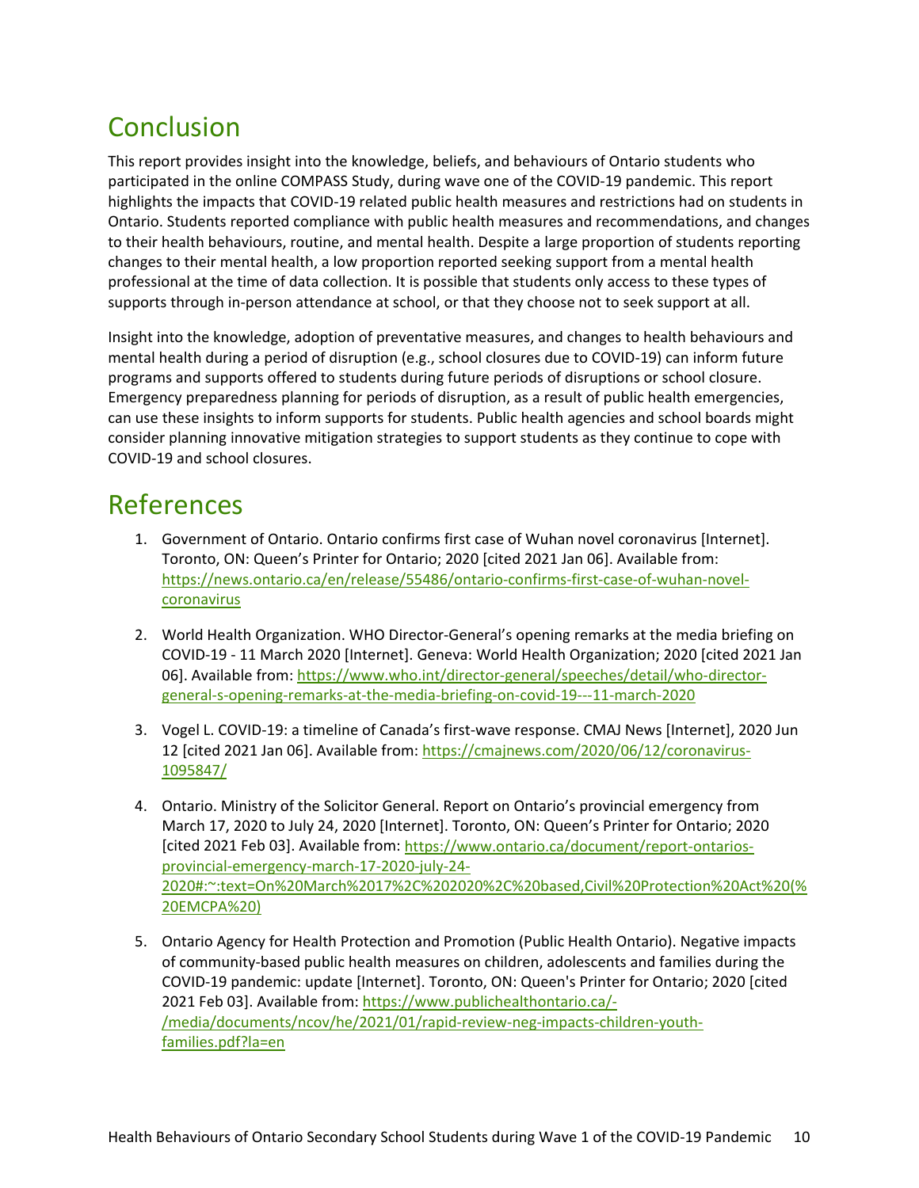## Conclusion

This report provides insight into the knowledge, beliefs, and behaviours of Ontario students who participated in the online COMPASS Study, during wave one of the COVID-19 pandemic. This report highlights the impacts that COVID-19 related public health measures and restrictions had on students in Ontario. Students reported compliance with public health measures and recommendations, and changes to their health behaviours, routine, and mental health. Despite a large proportion of students reporting changes to their mental health, a low proportion reported seeking support from a mental health professional at the time of data collection. It is possible that students only access to these types of supports through in-person attendance at school, or that they choose not to seek support at all.

Insight into the knowledge, adoption of preventative measures, and changes to health behaviours and mental health during a period of disruption (e.g., school closures due to COVID-19) can inform future programs and supports offered to students during future periods of disruptions or school closure. Emergency preparedness planning for periods of disruption, as a result of public health emergencies, can use these insights to inform supports for students. Public health agencies and school boards might consider planning innovative mitigation strategies to support students as they continue to cope with COVID-19 and school closures.

## References

1. Government of Ontario. Ontario confirms first case of Wuhan novel coronavirus [Internet]. Toronto, ON: Queen's Printer for Ontario; 2020 [cited 2021 Jan 06]. Available from: https://news.ontario.ca/en/release/55486/ontario-confirms-first-case-of-wuhan-novel-coronavirus

2. World Health Organization. WHO Director-General's opening remarks at the media briefing on COVID-19 - 11 March 2020 [Internet]. Geneva: World Health Organization; 2020 [cited 2021 Jan 06]. Available from: https://www.who.int/director-general/speeches/detail/who-director-general-s-opening-remarks-at-the-media-briefing-on-covid-19---11-march-2020

3. Vogel L. COVID-19: a timeline of Canada's first-wave response. CMAJ News [Internet], 2020 Jun 12 [cited 2021 Jan 06]. Available from: https://cmajnews.com/2020/06/12/coronavirus-1095847/

4. Ontario. Ministry of the Solicitor General. Report on Ontario's provincial emergency from March 17, 2020 to July 24, 2020 [Internet]. Toronto, ON: Queen's Printer for Ontario; 2020 [cited 2021 Feb 03]. Available from: https://www.ontario.ca/document/report-ontarios-provincial-emergency-march-17-2020-july-24-2020#:~:text=On%20March%2017%2C%202020%2C%20based,Civil%20Protection%20Act%20(%20EMCPA%20)

5. Ontario Agency for Health Protection and Promotion (Public Health Ontario). Negative impacts of community-based public health measures on children, adolescents and families during the COVID-19 pandemic: update [Internet]. Toronto, ON: Queen's Printer for Ontario; 2020 [cited 2021 Feb 03]. Available from: https://www.publichealthontario.ca/-/media/documents/ncov/he/2021/01/rapid-review-neg-impacts-children-youth-families.pdf?la=en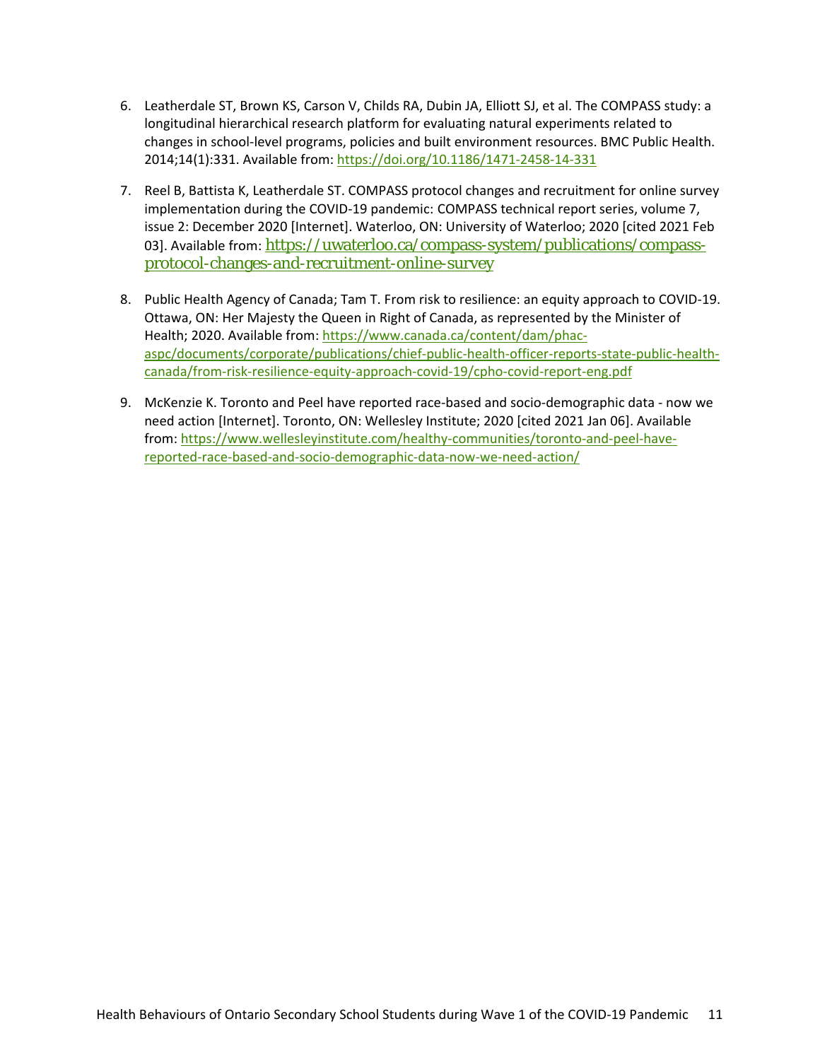6. Leatherdale ST, Brown KS, Carson V, Childs RA, Dubin JA, Elliott SJ, et al. The COMPASS study: a longitudinal hierarchical research platform for evaluating natural experiments related to changes in school-level programs, policies and built environment resources. BMC Public Health. 2014;14(1):331. Available from: https://doi.org/10.1186/1471-2458-14-331

7. Reel B, Battista K, Leatherdale ST. COMPASS protocol changes and recruitment for online survey implementation during the COVID-19 pandemic: COMPASS technical report series, volume 7, issue 2: December 2020 [Internet]. Waterloo, ON: University of Waterloo; 2020 [cited 2021 Feb 03]. Available from: https://uwaterloo.ca/compass-system/publications/compass-protocol-changes-and-recruitment-online-survey

8. Public Health Agency of Canada; Tam T. From risk to resilience: an equity approach to COVID-19. Ottawa, ON: Her Majesty the Queen in Right of Canada, as represented by the Minister of Health; 2020. Available from: https://www.canada.ca/content/dam/phac-aspc/documents/corporate/publications/chief-public-health-officer-reports-state-public-health-canada/from-risk-resilience-equity-approach-covid-19/cpho-covid-report-eng.pdf

9. McKenzie K. Toronto and Peel have reported race-based and socio-demographic data - now we need action [Internet]. Toronto, ON: Wellesley Institute; 2020 [cited 2021 Jan 06]. Available from: https://www.wellesleyinstitute.com/healthy-communities/toronto-and-peel-have-reported-race-based-and-socio-demographic-data-now-we-need-action/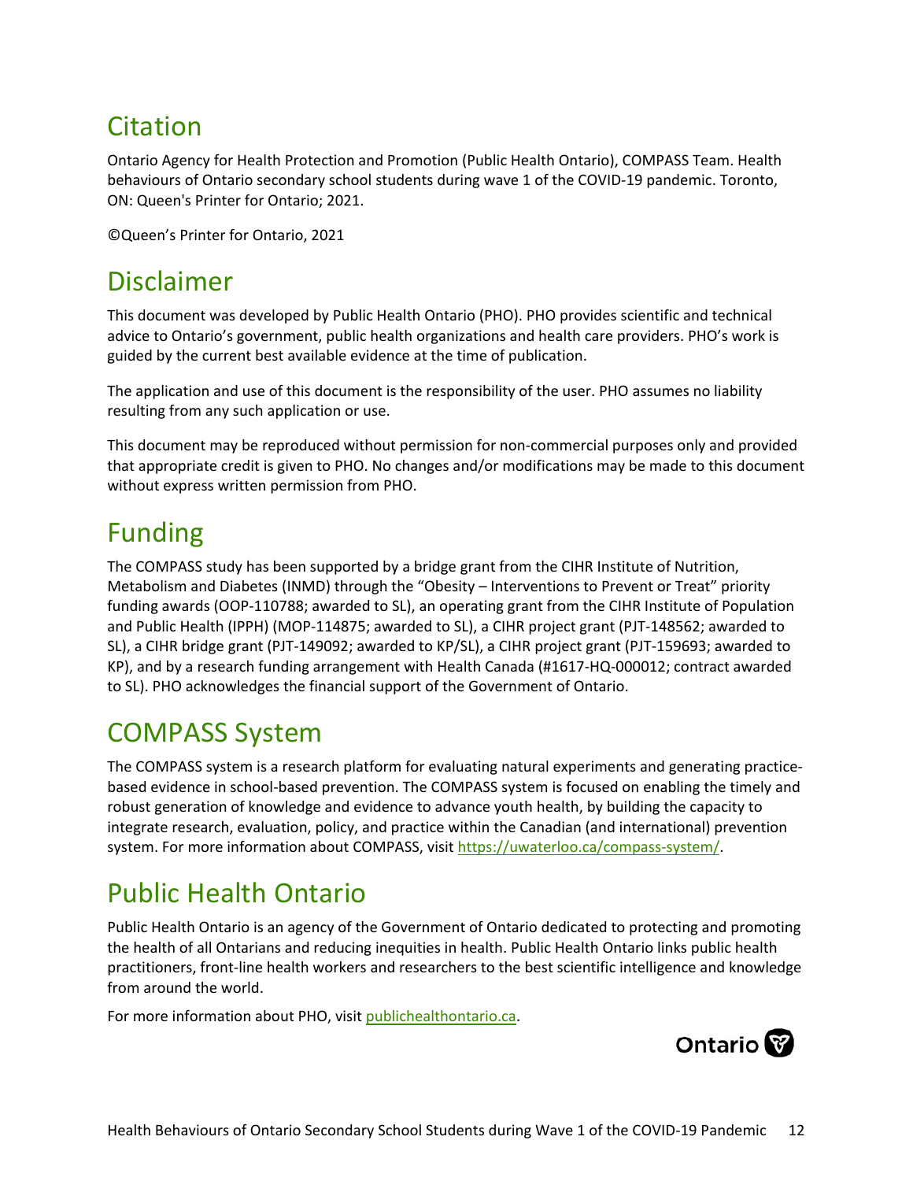## Citation

Ontario Agency for Health Protection and Promotion (Public Health Ontario), COMPASS Team. Health behaviours of Ontario secondary school students during wave 1 of the COVID-19 pandemic. Toronto, ON: Queen's Printer for Ontario; 2021.

©Queen's Printer for Ontario, 2021

## Disclaimer

This document was developed by Public Health Ontario (PHO). PHO provides scientific and technical advice to Ontario's government, public health organizations and health care providers. PHO's work is guided by the current best available evidence at the time of publication.

The application and use of this document is the responsibility of the user. PHO assumes no liability resulting from any such application or use.

This document may be reproduced without permission for non-commercial purposes only and provided that appropriate credit is given to PHO. No changes and/or modifications may be made to this document without express written permission from PHO.

## Funding

The COMPASS study has been supported by a bridge grant from the CIHR Institute of Nutrition, Metabolism and Diabetes (INMD) through the "Obesity – Interventions to Prevent or Treat" priority funding awards (OOP-110788; awarded to SL), an operating grant from the CIHR Institute of Population and Public Health (IPPH) (MOP-114875; awarded to SL), a CIHR project grant (PJT-148562; awarded to SL), a CIHR bridge grant (PJT-149092; awarded to KP/SL), a CIHR project grant (PJT-159693; awarded to KP), and by a research funding arrangement with Health Canada (#1617-HQ-000012; contract awarded to SL). PHO acknowledges the financial support of the Government of Ontario.

## COMPASS System

The COMPASS system is a research platform for evaluating natural experiments and generating practice-based evidence in school-based prevention. The COMPASS system is focused on enabling the timely and robust generation of knowledge and evidence to advance youth health, by building the capacity to integrate research, evaluation, policy, and practice within the Canadian (and international) prevention system. For more information about COMPASS, visit [https://uwaterloo.ca/compass-system/](https://uwaterloo.ca/compass-system/).

## Public Health Ontario

Public Health Ontario is an agency of the Government of Ontario dedicated to protecting and promoting the health of all Ontarians and reducing inequities in health. Public Health Ontario links public health practitioners, front-line health workers and researchers to the best scientific intelligence and knowledge from around the world.

For more information about PHO, visit [publichealthontario.ca](https://www.publichealthontario.ca).

Ontario